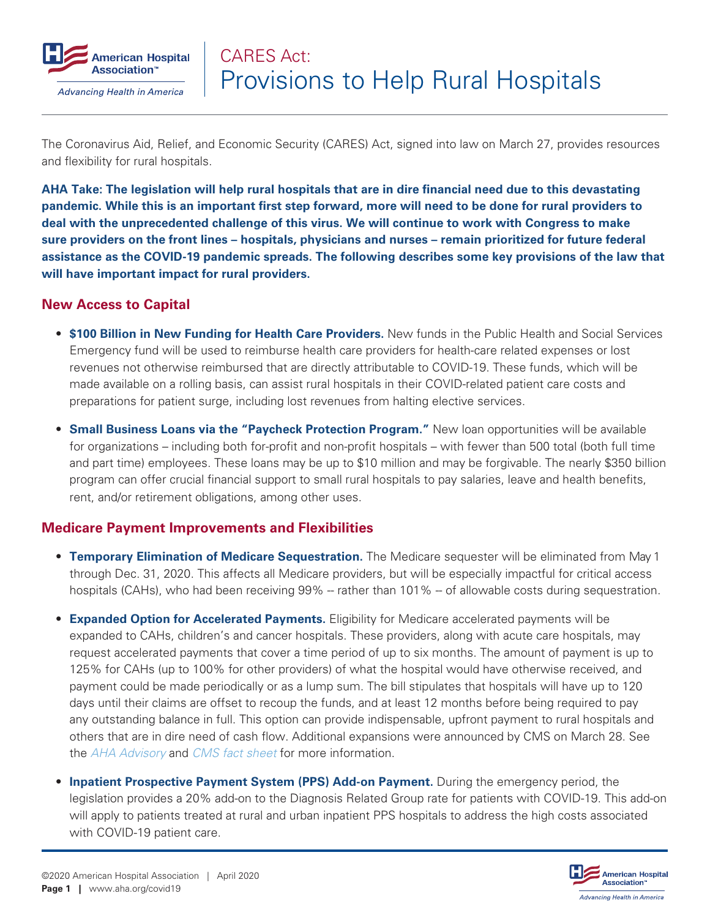# CARES Act: Provisions to Help Rural Hospitals

The Coronavirus Aid, Relief, and Economic Security (CARES) Act, signed into law on March 27, provides resources and flexibility for rural hospitals.

**AHA Take: The legislation will help rural hospitals that are in dire financial need due to this devastating pandemic. While this is an important first step forward, more will need to be done for rural providers to deal with the unprecedented challenge of this virus. We will continue to work with Congress to make sure providers on the front lines – hospitals, physicians and nurses – remain prioritized for future federal assistance as the COVID-19 pandemic spreads. The following describes some key provisions of the law that will have important impact for rural providers.**

## New Access to Capital

- **$100 Billion in New Funding for Health Care Providers.** New funds in the Public Health and Social Services Emergency fund will be used to reimburse health care providers for health-care related expenses or lost revenues not otherwise reimbursed that are directly attributable to COVID-19. These funds, which will be made available on a rolling basis, can assist rural hospitals in their COVID-related patient care costs and preparations for patient surge, including lost revenues from halting elective services.
- **Small Business Loans via the "Paycheck Protection Program."** New loan opportunities will be available for organizations – including both for-profit and non-profit hospitals – with fewer than 500 total (both full time and part time) employees. These loans may be up to $10 million and may be forgivable. The nearly $350 billion program can offer crucial financial support to small rural hospitals to pay salaries, leave and health benefits, rent, and/or retirement obligations, among other uses.

## Medicare Payment Improvements and Flexibilities

- **Temporary Elimination of Medicare Sequestration.** The Medicare sequester will be eliminated from May 1 through Dec. 31, 2020. This affects all Medicare providers, but will be especially impactful for critical access hospitals (CAHs), who had been receiving 99% -- rather than 101% -- of allowable costs during sequestration.
- **Expanded Option for Accelerated Payments.** Eligibility for Medicare accelerated payments will be expanded to CAHs, children's and cancer hospitals. These providers, along with acute care hospitals, may request accelerated payments that cover a time period of up to six months. The amount of payment is up to 125% for CAHs (up to 100% for other providers) of what the hospital would have otherwise received, and payment could be made periodically or as a lump sum. The bill stipulates that hospitals will have up to 120 days until their claims are offset to recoup the funds, and at least 12 months before being required to pay any outstanding balance in full. This option can provide indispensable, upfront payment to rural hospitals and others that are in dire need of cash flow. Additional expansions were announced by CMS on March 28. See the *AHA Advisory* and *CMS fact sheet* for more information.
- **Inpatient Prospective Payment System (PPS) Add-on Payment.** During the emergency period, the legislation provides a 20% add-on to the Diagnosis Related Group rate for patients with COVID-19. This add-on will apply to patients treated at rural and urban inpatient PPS hospitals to address the high costs associated with COVID-19 patient care.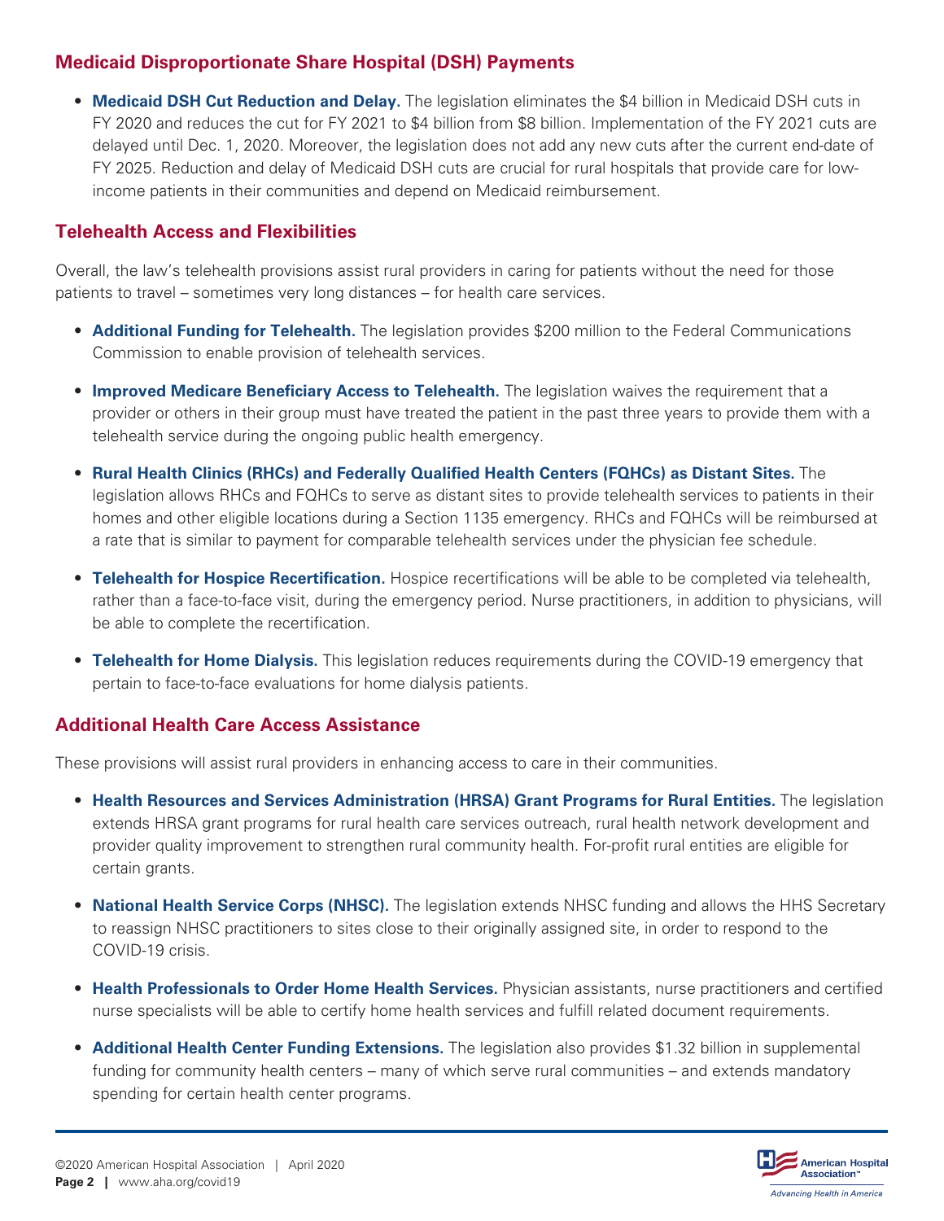## Medicaid Disproportionate Share Hospital (DSH) Payments

- **Medicaid DSH Cut Reduction and Delay.** The legislation eliminates the $4 billion in Medicaid DSH cuts in FY 2020 and reduces the cut for FY 2021 to $4 billion from $8 billion. Implementation of the FY 2021 cuts are delayed until Dec. 1, 2020. Moreover, the legislation does not add any new cuts after the current end-date of FY 2025. Reduction and delay of Medicaid DSH cuts are crucial for rural hospitals that provide care for low-income patients in their communities and depend on Medicaid reimbursement.

## Telehealth Access and Flexibilities

Overall, the law's telehealth provisions assist rural providers in caring for patients without the need for those patients to travel – sometimes very long distances – for health care services.

- **Additional Funding for Telehealth.** The legislation provides $200 million to the Federal Communications Commission to enable provision of telehealth services.
- **Improved Medicare Beneficiary Access to Telehealth.** The legislation waives the requirement that a provider or others in their group must have treated the patient in the past three years to provide them with a telehealth service during the ongoing public health emergency.
- **Rural Health Clinics (RHCs) and Federally Qualified Health Centers (FQHCs) as Distant Sites.** The legislation allows RHCs and FQHCs to serve as distant sites to provide telehealth services to patients in their homes and other eligible locations during a Section 1135 emergency. RHCs and FQHCs will be reimbursed at a rate that is similar to payment for comparable telehealth services under the physician fee schedule.
- **Telehealth for Hospice Recertification.** Hospice recertifications will be able to be completed via telehealth, rather than a face-to-face visit, during the emergency period. Nurse practitioners, in addition to physicians, will be able to complete the recertification.
- **Telehealth for Home Dialysis.** This legislation reduces requirements during the COVID-19 emergency that pertain to face-to-face evaluations for home dialysis patients.

## Additional Health Care Access Assistance

These provisions will assist rural providers in enhancing access to care in their communities.

- **Health Resources and Services Administration (HRSA) Grant Programs for Rural Entities.** The legislation extends HRSA grant programs for rural health care services outreach, rural health network development and provider quality improvement to strengthen rural community health. For-profit rural entities are eligible for certain grants.
- **National Health Service Corps (NHSC).** The legislation extends NHSC funding and allows the HHS Secretary to reassign NHSC practitioners to sites close to their originally assigned site, in order to respond to the COVID-19 crisis.
- **Health Professionals to Order Home Health Services.** Physician assistants, nurse practitioners and certified nurse specialists will be able to certify home health services and fulfill related document requirements.
- **Additional Health Center Funding Extensions.** The legislation also provides $1.32 billion in supplemental funding for community health centers – many of which serve rural communities – and extends mandatory spending for certain health center programs.